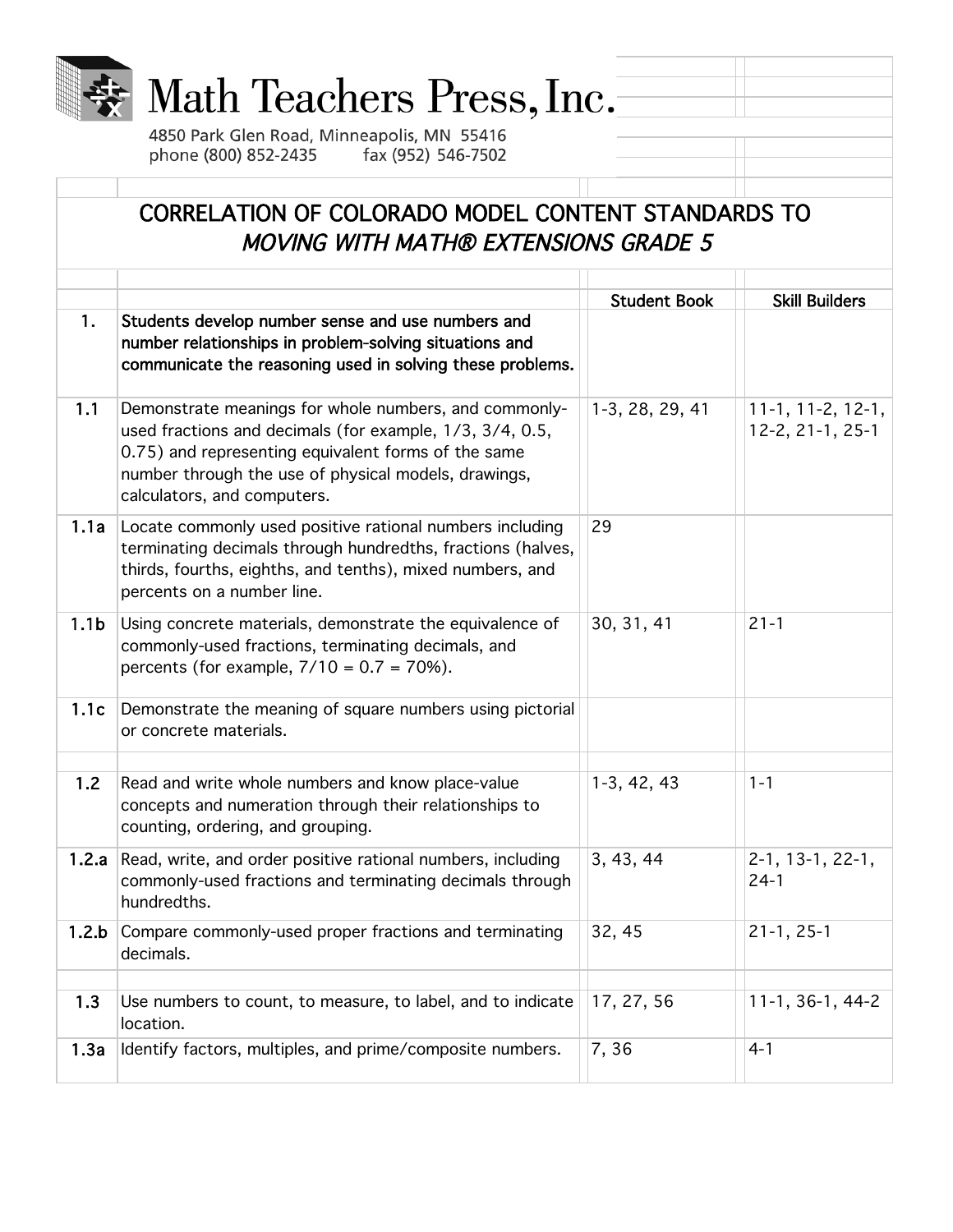# Math Teachers Press, Inc.

4850 Park Glen Road, Minneapolis, MN 55416
phone (800) 852-2435 fax (952) 546-7502

## CORRELATION OF COLORADO MODEL CONTENT STANDARDS TO *MOVING WITH MATH® EXTENSIONS GRADE 5*

| | | Student Book | Skill Builders |
|---|---|---|---|
| **1.** | **Students develop number sense and use numbers and number relationships in problem-solving situations and communicate the reasoning used in solving these problems.** | | |
| **1.1** | Demonstrate meanings for whole numbers, and commonly-used fractions and decimals (for example, 1/3, 3/4, 0.5, 0.75) and representing equivalent forms of the same number through the use of physical models, drawings, calculators, and computers. | 1-3, 28, 29, 41 | 11-1, 11-2, 12-1, 12-2, 21-1, 25-1 |
| **1.1a** | Locate commonly used positive rational numbers including terminating decimals through hundredths, fractions (halves, thirds, fourths, eighths, and tenths), mixed numbers, and percents on a number line. | 29 | |
| **1.1b** | Using concrete materials, demonstrate the equivalence of commonly-used fractions, terminating decimals, and percents (for example, 7/10 = 0.7 = 70%). | 30, 31, 41 | 21-1 |
| **1.1c** | Demonstrate the meaning of square numbers using pictorial or concrete materials. | | |
| **1.2** | Read and write whole numbers and know place-value concepts and numeration through their relationships to counting, ordering, and grouping. | 1-3, 42, 43 | 1-1 |
| **1.2.a** | Read, write, and order positive rational numbers, including commonly-used fractions and terminating decimals through hundredths. | 3, 43, 44 | 2-1, 13-1, 22-1, 24-1 |
| **1.2.b** | Compare commonly-used proper fractions and terminating decimals. | 32, 45 | 21-1, 25-1 |
| **1.3** | Use numbers to count, to measure, to label, and to indicate location. | 17, 27, 56 | 11-1, 36-1, 44-2 |
| **1.3a** | Identify factors, multiples, and prime/composite numbers. | 7, 36 | 4-1 |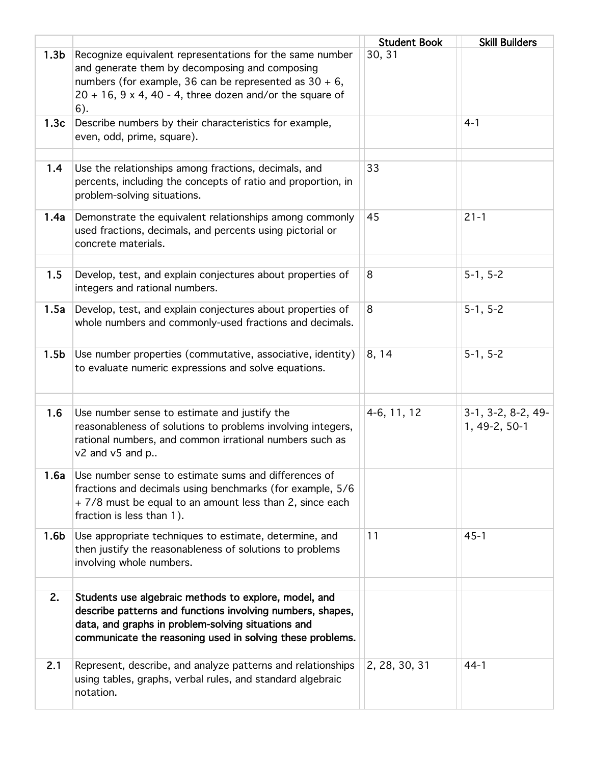| | | Student Book | Skill Builders |
|---|---|---|---|
| **1.3b** | Recognize equivalent representations for the same number and generate them by decomposing and composing numbers (for example, 36 can be represented as 30 + 6, 20 + 16, 9 x 4, 40 - 4, three dozen and/or the square of 6). | 30, 31 | |
| **1.3c** | Describe numbers by their characteristics for example, even, odd, prime, square). | | 4-1 |
| | | | |
| **1.4** | Use the relationships among fractions, decimals, and percents, including the concepts of ratio and proportion, in problem-solving situations. | 33 | |
| **1.4a** | Demonstrate the equivalent relationships among commonly used fractions, decimals, and percents using pictorial or concrete materials. | 45 | 21-1 |
| | | | |
| **1.5** | Develop, test, and explain conjectures about properties of integers and rational numbers. | 8 | 5-1, 5-2 |
| **1.5a** | Develop, test, and explain conjectures about properties of whole numbers and commonly-used fractions and decimals. | 8 | 5-1, 5-2 |
| **1.5b** | Use number properties (commutative, associative, identity) to evaluate numeric expressions and solve equations. | 8, 14 | 5-1, 5-2 |
| | | | |
| **1.6** | Use number sense to estimate and justify the reasonableness of solutions to problems involving integers, rational numbers, and common irrational numbers such as v2 and v5 and p.. | 4-6, 11, 12 | 3-1, 3-2, 8-2, 49-1, 49-2, 50-1 |
| **1.6a** | Use number sense to estimate sums and differences of fractions and decimals using benchmarks (for example, 5/6 + 7/8 must be equal to an amount less than 2, since each fraction is less than 1). | | |
| **1.6b** | Use appropriate techniques to estimate, determine, and then justify the reasonableness of solutions to problems involving whole numbers. | 11 | 45-1 |
| | | | |
| **2.** | **Students use algebraic methods to explore, model, and describe patterns and functions involving numbers, shapes, data, and graphs in problem-solving situations and communicate the reasoning used in solving these problems.** | | |
| **2.1** | Represent, describe, and analyze patterns and relationships using tables, graphs, verbal rules, and standard algebraic notation. | 2, 28, 30, 31 | 44-1 |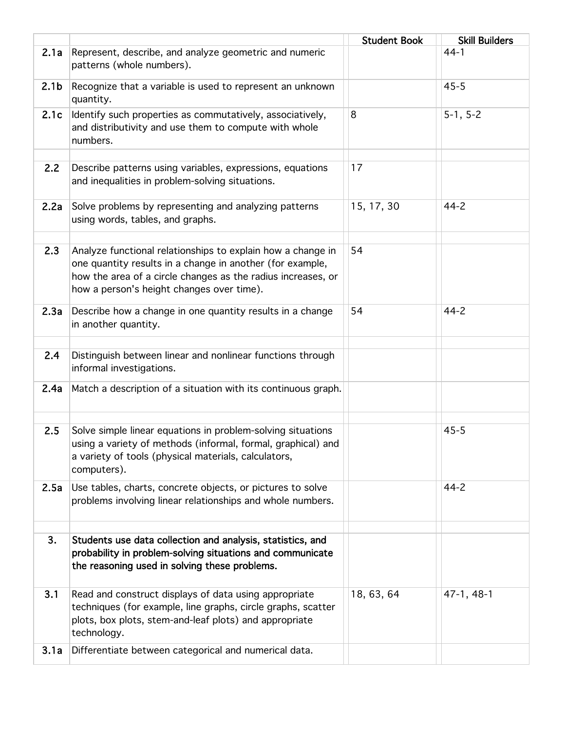| | | Student Book | Skill Builders |
|---|---|---|---|
| **2.1a** | Represent, describe, and analyze geometric and numeric patterns (whole numbers). | | 44-1 |
| **2.1b** | Recognize that a variable is used to represent an unknown quantity. | | 45-5 |
| **2.1c** | Identify such properties as commutatively, associatively, and distributivity and use them to compute with whole numbers. | 8 | 5-1, 5-2 |
| | | | |
| **2.2** | Describe patterns using variables, expressions, equations and inequalities in problem-solving situations. | 17 | |
| **2.2a** | Solve problems by representing and analyzing patterns using words, tables, and graphs. | 15, 17, 30 | 44-2 |
| | | | |
| **2.3** | Analyze functional relationships to explain how a change in one quantity results in a change in another (for example, how the area of a circle changes as the radius increases, or how a person's height changes over time). | 54 | |
| **2.3a** | Describe how a change in one quantity results in a change in another quantity. | 54 | 44-2 |
| | | | |
| **2.4** | Distinguish between linear and nonlinear functions through informal investigations. | | |
| **2.4a** | Match a description of a situation with its continuous graph. | | |
| | | | |
| **2.5** | Solve simple linear equations in problem-solving situations using a variety of methods (informal, formal, graphical) and a variety of tools (physical materials, calculators, computers). | | 45-5 |
| **2.5a** | Use tables, charts, concrete objects, or pictures to solve problems involving linear relationships and whole numbers. | | 44-2 |
| | | | |
| **3.** | **Students use data collection and analysis, statistics, and probability in problem-solving situations and communicate the reasoning used in solving these problems.** | | |
| **3.1** | Read and construct displays of data using appropriate techniques (for example, line graphs, circle graphs, scatter plots, box plots, stem-and-leaf plots) and appropriate technology. | 18, 63, 64 | 47-1, 48-1 |
| **3.1a** | Differentiate between categorical and numerical data. | | |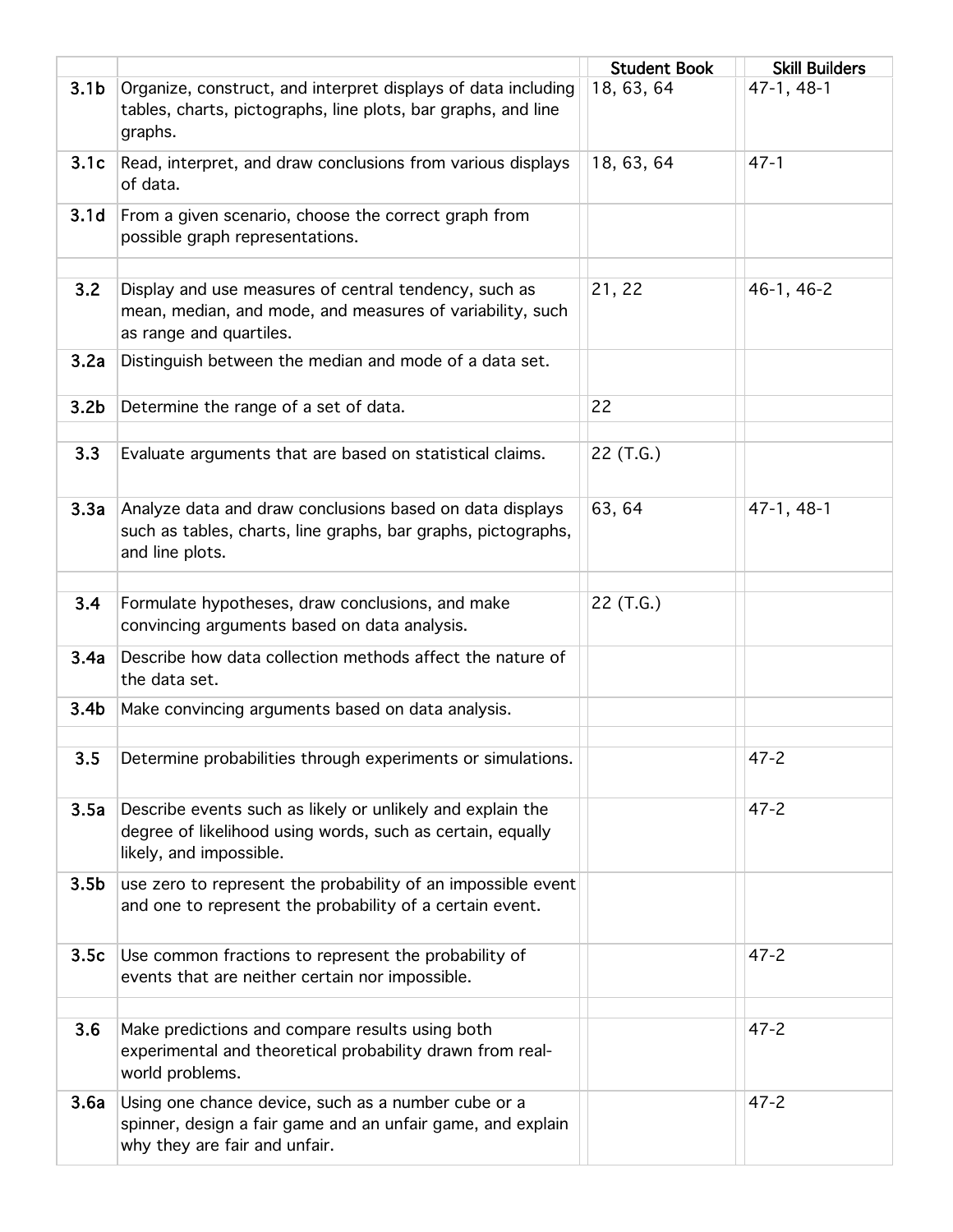| | | Student Book | Skill Builders |
|---|---|---|---|
| **3.1b** | Organize, construct, and interpret displays of data including tables, charts, pictographs, line plots, bar graphs, and line graphs. | 18, 63, 64 | 47-1, 48-1 |
| **3.1c** | Read, interpret, and draw conclusions from various displays of data. | 18, 63, 64 | 47-1 |
| **3.1d** | From a given scenario, choose the correct graph from possible graph representations. | | |
| | | | |
| **3.2** | Display and use measures of central tendency, such as mean, median, and mode, and measures of variability, such as range and quartiles. | 21, 22 | 46-1, 46-2 |
| **3.2a** | Distinguish between the median and mode of a data set. | | |
| **3.2b** | Determine the range of a set of data. | 22 | |
| | | | |
| **3.3** | Evaluate arguments that are based on statistical claims. | 22 (T.G.) | |
| **3.3a** | Analyze data and draw conclusions based on data displays such as tables, charts, line graphs, bar graphs, pictographs, and line plots. | 63, 64 | 47-1, 48-1 |
| | | | |
| **3.4** | Formulate hypotheses, draw conclusions, and make convincing arguments based on data analysis. | 22 (T.G.) | |
| **3.4a** | Describe how data collection methods affect the nature of the data set. | | |
| **3.4b** | Make convincing arguments based on data analysis. | | |
| | | | |
| **3.5** | Determine probabilities through experiments or simulations. | | 47-2 |
| **3.5a** | Describe events such as likely or unlikely and explain the degree of likelihood using words, such as certain, equally likely, and impossible. | | 47-2 |
| **3.5b** | use zero to represent the probability of an impossible event and one to represent the probability of a certain event. | | |
| **3.5c** | Use common fractions to represent the probability of events that are neither certain nor impossible. | | 47-2 |
| | | | |
| **3.6** | Make predictions and compare results using both experimental and theoretical probability drawn from real-world problems. | | 47-2 |
| **3.6a** | Using one chance device, such as a number cube or a spinner, design a fair game and an unfair game, and explain why they are fair and unfair. | | 47-2 |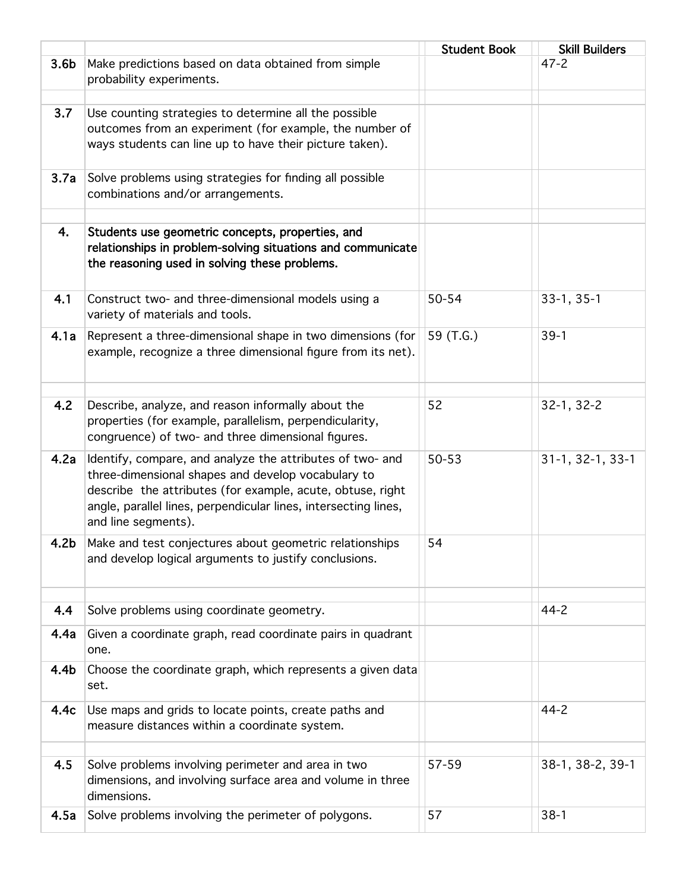| | | Student Book | Skill Builders |
|---|---|---|---|
| **3.6b** | Make predictions based on data obtained from simple probability experiments. | | 47-2 |
| | | | |
| **3.7** | Use counting strategies to determine all the possible outcomes from an experiment (for example, the number of ways students can line up to have their picture taken). | | |
| **3.7a** | Solve problems using strategies for finding all possible combinations and/or arrangements. | | |
| | | | |
| **4.** | **Students use geometric concepts, properties, and relationships in problem-solving situations and communicate the reasoning used in solving these problems.** | | |
| **4.1** | Construct two- and three-dimensional models using a variety of materials and tools. | 50-54 | 33-1, 35-1 |
| **4.1a** | Represent a three-dimensional shape in two dimensions (for example, recognize a three dimensional figure from its net). | 59 (T.G.) | 39-1 |
| | | | |
| **4.2** | Describe, analyze, and reason informally about the properties (for example, parallelism, perpendicularity, congruence) of two- and three dimensional figures. | 52 | 32-1, 32-2 |
| **4.2a** | Identify, compare, and analyze the attributes of two- and three-dimensional shapes and develop vocabulary to describe the attributes (for example, acute, obtuse, right angle, parallel lines, perpendicular lines, intersecting lines, and line segments). | 50-53 | 31-1, 32-1, 33-1 |
| **4.2b** | Make and test conjectures about geometric relationships and develop logical arguments to justify conclusions. | 54 | |
| | | | |
| **4.4** | Solve problems using coordinate geometry. | | 44-2 |
| **4.4a** | Given a coordinate graph, read coordinate pairs in quadrant one. | | |
| **4.4b** | Choose the coordinate graph, which represents a given data set. | | |
| **4.4c** | Use maps and grids to locate points, create paths and measure distances within a coordinate system. | | 44-2 |
| | | | |
| **4.5** | Solve problems involving perimeter and area in two dimensions, and involving surface area and volume in three dimensions. | 57-59 | 38-1, 38-2, 39-1 |
| **4.5a** | Solve problems involving the perimeter of polygons. | 57 | 38-1 |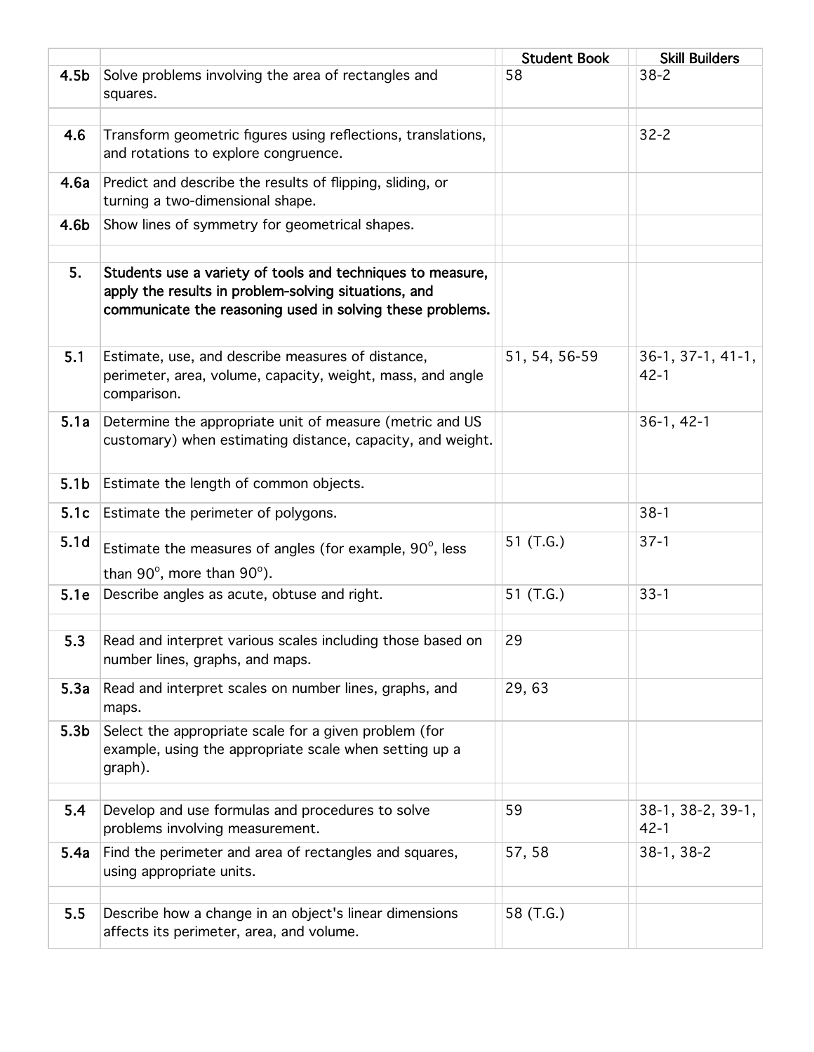| | | Student Book | Skill Builders |
|---|---|---|---|
| **4.5b** | Solve problems involving the area of rectangles and squares. | 58 | 38-2 |
| | | | |
| **4.6** | Transform geometric figures using reflections, translations, and rotations to explore congruence. | | 32-2 |
| **4.6a** | Predict and describe the results of flipping, sliding, or turning a two-dimensional shape. | | |
| **4.6b** | Show lines of symmetry for geometrical shapes. | | |
| | | | |
| **5.** | **Students use a variety of tools and techniques to measure, apply the results in problem-solving situations, and communicate the reasoning used in solving these problems.** | | |
| **5.1** | Estimate, use, and describe measures of distance, perimeter, area, volume, capacity, weight, mass, and angle comparison. | 51, 54, 56-59 | 36-1, 37-1, 41-1, 42-1 |
| **5.1a** | Determine the appropriate unit of measure (metric and US customary) when estimating distance, capacity, and weight. | | 36-1, 42-1 |
| **5.1b** | Estimate the length of common objects. | | |
| **5.1c** | Estimate the perimeter of polygons. | | 38-1 |
| **5.1d** | Estimate the measures of angles (for example, $90^\circ$, less than $90^\circ$, more than $90^\circ$). | 51 (T.G.) | 37-1 |
| **5.1e** | Describe angles as acute, obtuse and right. | 51 (T.G.) | 33-1 |
| | | | |
| **5.3** | Read and interpret various scales including those based on number lines, graphs, and maps. | 29 | |
| **5.3a** | Read and interpret scales on number lines, graphs, and maps. | 29, 63 | |
| **5.3b** | Select the appropriate scale for a given problem (for example, using the appropriate scale when setting up a graph). | | |
| | | | |
| **5.4** | Develop and use formulas and procedures to solve problems involving measurement. | 59 | 38-1, 38-2, 39-1, 42-1 |
| **5.4a** | Find the perimeter and area of rectangles and squares, using appropriate units. | 57, 58 | 38-1, 38-2 |
| | | | |
| **5.5** | Describe how a change in an object's linear dimensions affects its perimeter, area, and volume. | 58 (T.G.) | |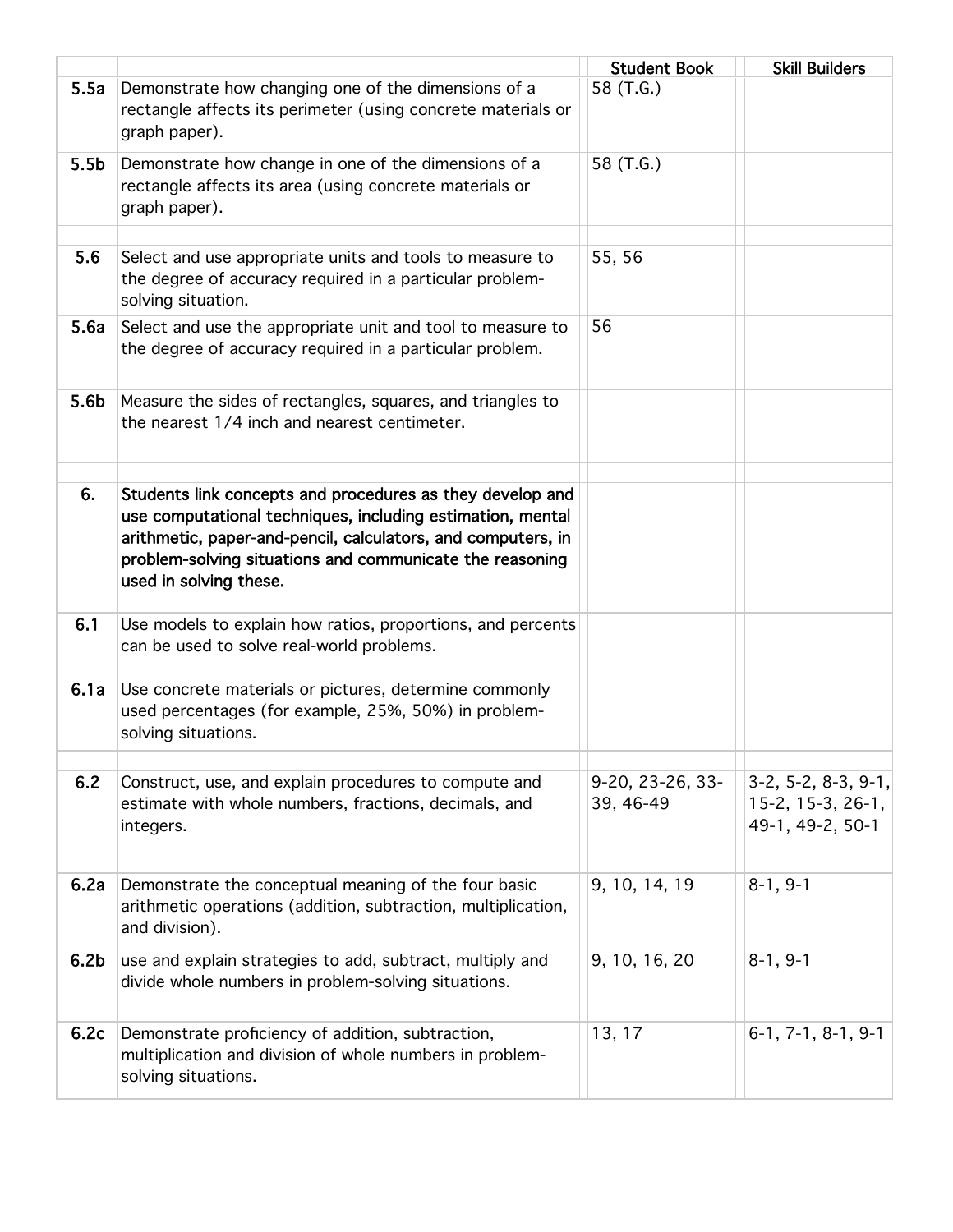| | | Student Book | Skill Builders |
|---|---|---|---|
| **5.5a** | Demonstrate how changing one of the dimensions of a rectangle affects its perimeter (using concrete materials or graph paper). | 58 (T.G.) | |
| **5.5b** | Demonstrate how change in one of the dimensions of a rectangle affects its area (using concrete materials or graph paper). | 58 (T.G.) | |
| | | | |
| **5.6** | Select and use appropriate units and tools to measure to the degree of accuracy required in a particular problem-solving situation. | 55, 56 | |
| **5.6a** | Select and use the appropriate unit and tool to measure to the degree of accuracy required in a particular problem. | 56 | |
| **5.6b** | Measure the sides of rectangles, squares, and triangles to the nearest 1/4 inch and nearest centimeter. | | |
| | | | |
| **6.** | **Students link concepts and procedures as they develop and use computational techniques, including estimation, mental arithmetic, paper-and-pencil, calculators, and computers, in problem-solving situations and communicate the reasoning used in solving these.** | | |
| **6.1** | Use models to explain how ratios, proportions, and percents can be used to solve real-world problems. | | |
| **6.1a** | Use concrete materials or pictures, determine commonly used percentages (for example, 25%, 50%) in problem-solving situations. | | |
| | | | |
| **6.2** | Construct, use, and explain procedures to compute and estimate with whole numbers, fractions, decimals, and integers. | 9-20, 23-26, 33-39, 46-49 | 3-2, 5-2, 8-3, 9-1, 15-2, 15-3, 26-1, 49-1, 49-2, 50-1 |
| **6.2a** | Demonstrate the conceptual meaning of the four basic arithmetic operations (addition, subtraction, multiplication, and division). | 9, 10, 14, 19 | 8-1, 9-1 |
| **6.2b** | use and explain strategies to add, subtract, multiply and divide whole numbers in problem-solving situations. | 9, 10, 16, 20 | 8-1, 9-1 |
| **6.2c** | Demonstrate proficiency of addition, subtraction, multiplication and division of whole numbers in problem-solving situations. | 13, 17 | 6-1, 7-1, 8-1, 9-1 |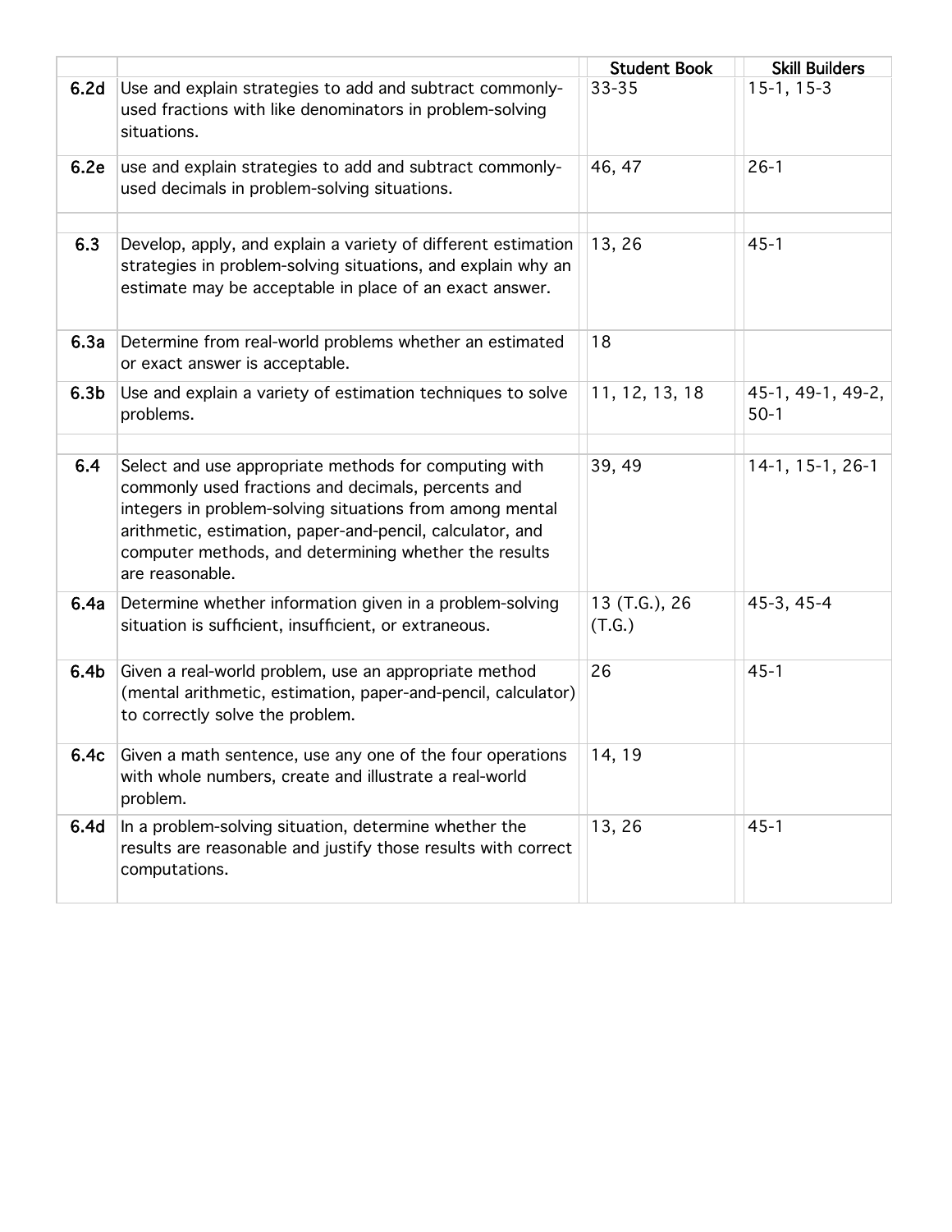| | | Student Book | Skill Builders |
|---|---|---|---|
| **6.2d** | Use and explain strategies to add and subtract commonly-used fractions with like denominators in problem-solving situations. | 33-35 | 15-1, 15-3 |
| **6.2e** | use and explain strategies to add and subtract commonly-used decimals in problem-solving situations. | 46, 47 | 26-1 |
| | | | |
| **6.3** | Develop, apply, and explain a variety of different estimation strategies in problem-solving situations, and explain why an estimate may be acceptable in place of an exact answer. | 13, 26 | 45-1 |
| **6.3a** | Determine from real-world problems whether an estimated or exact answer is acceptable. | 18 | |
| **6.3b** | Use and explain a variety of estimation techniques to solve problems. | 11, 12, 13, 18 | 45-1, 49-1, 49-2, 50-1 |
| | | | |
| **6.4** | Select and use appropriate methods for computing with commonly used fractions and decimals, percents and integers in problem-solving situations from among mental arithmetic, estimation, paper-and-pencil, calculator, and computer methods, and determining whether the results are reasonable. | 39, 49 | 14-1, 15-1, 26-1 |
| **6.4a** | Determine whether information given in a problem-solving situation is sufficient, insufficient, or extraneous. | 13 (T.G.), 26 (T.G.) | 45-3, 45-4 |
| **6.4b** | Given a real-world problem, use an appropriate method (mental arithmetic, estimation, paper-and-pencil, calculator) to correctly solve the problem. | 26 | 45-1 |
| **6.4c** | Given a math sentence, use any one of the four operations with whole numbers, create and illustrate a real-world problem. | 14, 19 | |
| **6.4d** | In a problem-solving situation, determine whether the results are reasonable and justify those results with correct computations. | 13, 26 | 45-1 |